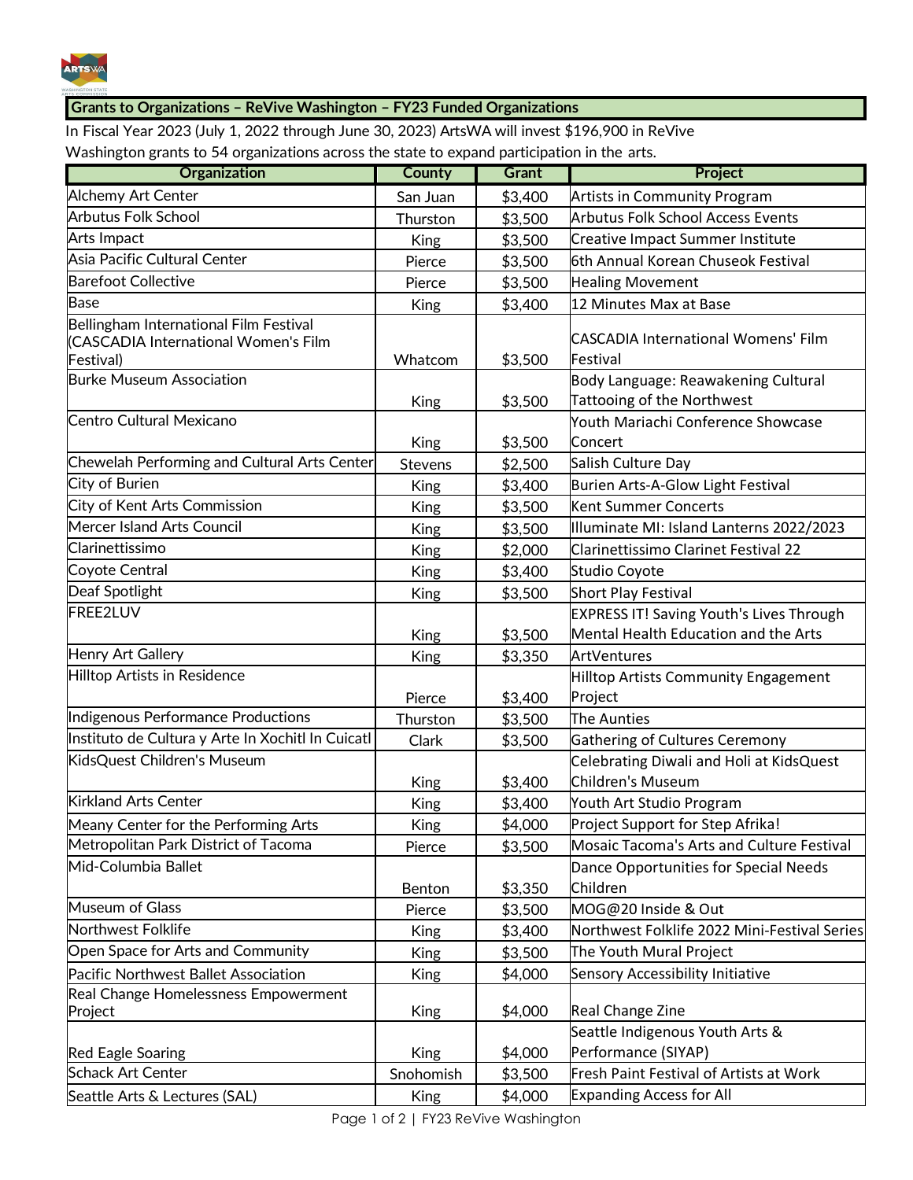## Grants to Organizations – ReVive Washington – FY23 Funded Organizations

In Fiscal Year 2023 (July 1, 2022 through June 30, 2023) ArtsWA will invest $196,900 in ReVive Washington grants to 54 organizations across the state to expand participation in the arts.

| Organization | County | Grant | Project |
|---|---|---|---|
| Alchemy Art Center | San Juan | $3,400 | Artists in Community Program |
| Arbutus Folk School | Thurston | $3,500 | Arbutus Folk School Access Events |
| Arts Impact | King | $3,500 | Creative Impact Summer Institute |
| Asia Pacific Cultural Center | Pierce | $3,500 | 6th Annual Korean Chuseok Festival |
| Barefoot Collective | Pierce | $3,500 | Healing Movement |
| Base | King | $3,400 | 12 Minutes Max at Base |
| Bellingham International Film Festival (CASCADIA International Women's Film Festival) | Whatcom | $3,500 | CASCADIA International Womens' Film Festival |
| Burke Museum Association | King | $3,500 | Body Language: Reawakening Cultural Tattooing of the Northwest |
| Centro Cultural Mexicano | King | $3,500 | Youth Mariachi Conference Showcase Concert |
| Chewelah Performing and Cultural Arts Center | Stevens | $2,500 | Salish Culture Day |
| City of Burien | King | $3,400 | Burien Arts-A-Glow Light Festival |
| City of Kent Arts Commission | King | $3,500 | Kent Summer Concerts |
| Mercer Island Arts Council | King | $3,500 | Illuminate MI: Island Lanterns 2022/2023 |
| Clarinettissimo | King | $2,000 | Clarinettissimo Clarinet Festival 22 |
| Coyote Central | King | $3,400 | Studio Coyote |
| Deaf Spotlight | King | $3,500 | Short Play Festival |
| FREE2LUV | King | $3,500 | EXPRESS IT! Saving Youth's Lives Through Mental Health Education and the Arts |
| Henry Art Gallery | King | $3,350 | ArtVentures |
| Hilltop Artists in Residence | Pierce | $3,400 | Hilltop Artists Community Engagement Project |
| Indigenous Performance Productions | Thurston | $3,500 | The Aunties |
| Instituto de Cultura y Arte In Xochitl In Cuicatl | Clark | $3,500 | Gathering of Cultures Ceremony |
| KidsQuest Children's Museum | King | $3,400 | Celebrating Diwali and Holi at KidsQuest Children's Museum |
| Kirkland Arts Center | King | $3,400 | Youth Art Studio Program |
| Meany Center for the Performing Arts | King | $4,000 | Project Support for Step Afrika! |
| Metropolitan Park District of Tacoma | Pierce | $3,500 | Mosaic Tacoma's Arts and Culture Festival |
| Mid-Columbia Ballet | Benton | $3,350 | Dance Opportunities for Special Needs Children |
| Museum of Glass | Pierce | $3,500 | MOG@20 Inside & Out |
| Northwest Folklife | King | $3,400 | Northwest Folklife 2022 Mini-Festival Series |
| Open Space for Arts and Community | King | $3,500 | The Youth Mural Project |
| Pacific Northwest Ballet Association | King | $4,000 | Sensory Accessibility Initiative |
| Real Change Homelessness Empowerment Project | King | $4,000 | Real Change Zine |
| Red Eagle Soaring | King | $4,000 | Seattle Indigenous Youth Arts & Performance (SIYAP) |
| Schack Art Center | Snohomish | $3,500 | Fresh Paint Festival of Artists at Work |
| Seattle Arts & Lectures (SAL) | King | $4,000 | Expanding Access for All |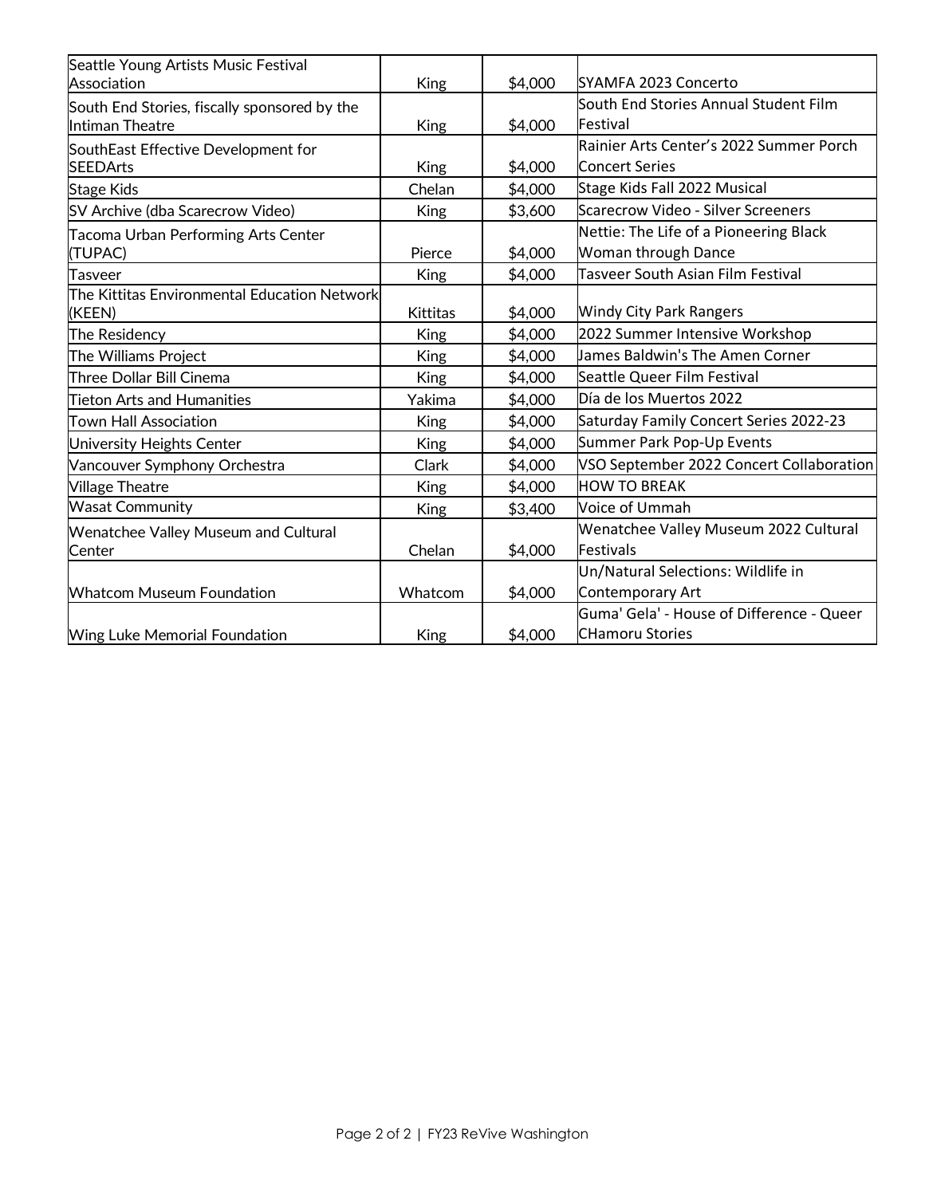| | | | |
|---|---|---|---|
| Seattle Young Artists Music Festival Association | King | $4,000 | SYAMFA 2023 Concerto |
| South End Stories, fiscally sponsored by the Intiman Theatre | King | $4,000 | South End Stories Annual Student Film Festival |
| SouthEast Effective Development for SEEDArts | King | $4,000 | Rainier Arts Center's 2022 Summer Porch Concert Series |
| Stage Kids | Chelan | $4,000 | Stage Kids Fall 2022 Musical |
| SV Archive (dba Scarecrow Video) | King | $3,600 | Scarecrow Video - Silver Screeners |
| Tacoma Urban Performing Arts Center (TUPAC) | Pierce | $4,000 | Nettie: The Life of a Pioneering Black Woman through Dance |
| Tasveer | King | $4,000 | Tasveer South Asian Film Festival |
| The Kittitas Environmental Education Network (KEEN) | Kittitas | $4,000 | Windy City Park Rangers |
| The Residency | King | $4,000 | 2022 Summer Intensive Workshop |
| The Williams Project | King | $4,000 | James Baldwin's The Amen Corner |
| Three Dollar Bill Cinema | King | $4,000 | Seattle Queer Film Festival |
| Tieton Arts and Humanities | Yakima | $4,000 | Día de los Muertos 2022 |
| Town Hall Association | King | $4,000 | Saturday Family Concert Series 2022-23 |
| University Heights Center | King | $4,000 | Summer Park Pop-Up Events |
| Vancouver Symphony Orchestra | Clark | $4,000 | VSO September 2022 Concert Collaboration |
| Village Theatre | King | $4,000 | HOW TO BREAK |
| Wasat Community | King | $3,400 | Voice of Ummah |
| Wenatchee Valley Museum and Cultural Center | Chelan | $4,000 | Wenatchee Valley Museum 2022 Cultural Festivals |
| Whatcom Museum Foundation | Whatcom | $4,000 | Un/Natural Selections: Wildlife in Contemporary Art |
| Wing Luke Memorial Foundation | King | $4,000 | Guma' Gela' - House of Difference - Queer CHamoru Stories |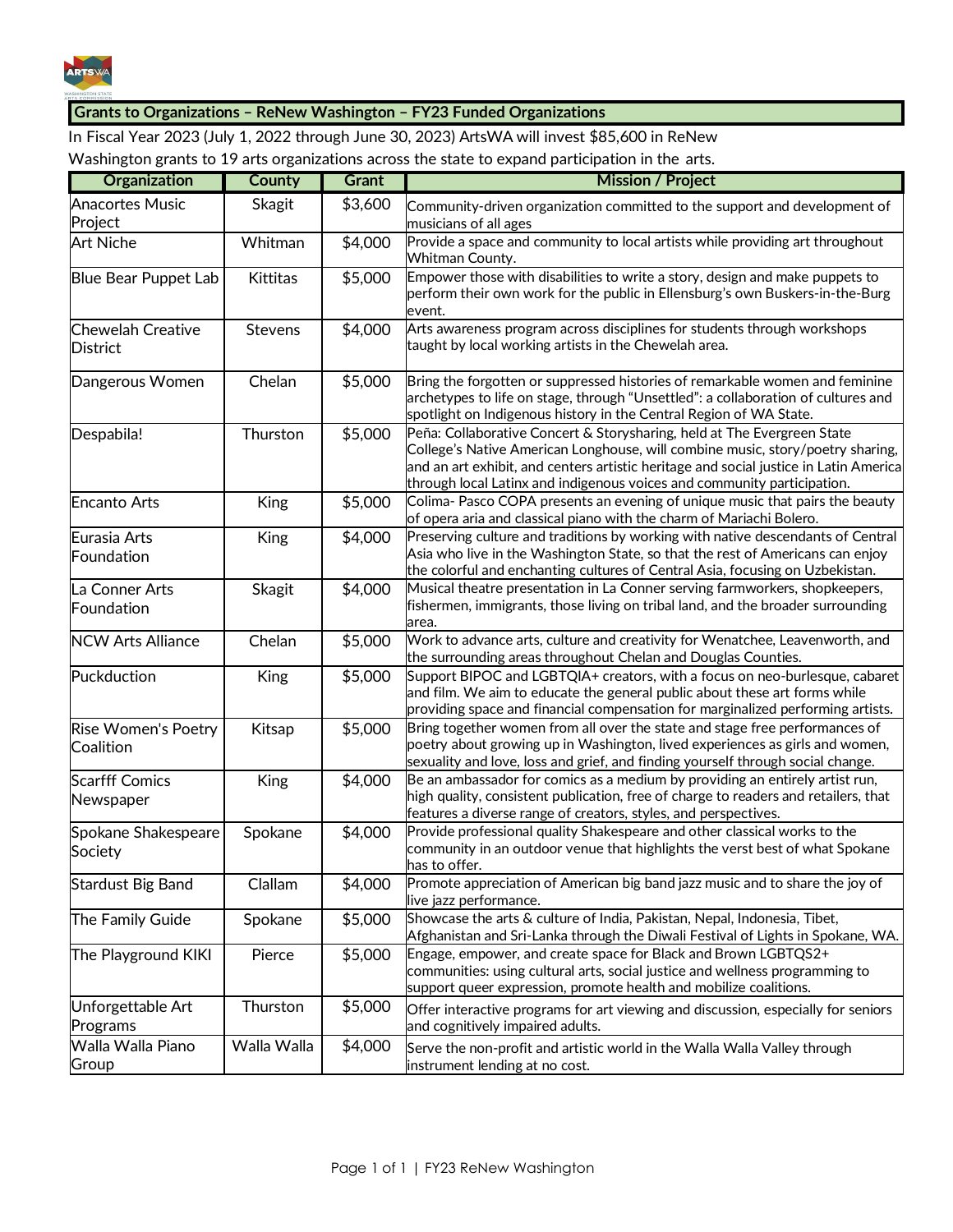## Grants to Organizations – ReNew Washington – FY23 Funded Organizations

In Fiscal Year 2023 (July 1, 2022 through June 30, 2023) ArtsWA will invest $85,600 in ReNew Washington grants to 19 arts organizations across the state to expand participation in the arts.

| Organization | County | Grant | Mission / Project |
|---|---|---|---|
| Anacortes Music Project | Skagit | $3,600 | Community-driven organization committed to the support and development of musicians of all ages |
| Art Niche | Whitman | $4,000 | Provide a space and community to local artists while providing art throughout Whitman County. |
| Blue Bear Puppet Lab | Kittitas | $5,000 | Empower those with disabilities to write a story, design and make puppets to perform their own work for the public in Ellensburg's own Buskers-in-the-Burg event. |
| Chewelah Creative District | Stevens | $4,000 | Arts awareness program across disciplines for students through workshops taught by local working artists in the Chewelah area. |
| Dangerous Women | Chelan | $5,000 | Bring the forgotten or suppressed histories of remarkable women and feminine archetypes to life on stage, through "Unsettled": a collaboration of cultures and spotlight on Indigenous history in the Central Region of WA State. |
| Despabila! | Thurston | $5,000 | Peña: Collaborative Concert & Storysharing, held at The Evergreen State College's Native American Longhouse, will combine music, story/poetry sharing, and an art exhibit, and centers artistic heritage and social justice in Latin America through local Latinx and indigenous voices and community participation. |
| Encanto Arts | King | $5,000 | Colima- Pasco COPA presents an evening of unique music that pairs the beauty of opera aria and classical piano with the charm of Mariachi Bolero. |
| Eurasia Arts Foundation | King | $4,000 | Preserving culture and traditions by working with native descendants of Central Asia who live in the Washington State, so that the rest of Americans can enjoy the colorful and enchanting cultures of Central Asia, focusing on Uzbekistan. |
| La Conner Arts Foundation | Skagit | $4,000 | Musical theatre presentation in La Conner serving farmworkers, shopkeepers, fishermen, immigrants, those living on tribal land, and the broader surrounding area. |
| NCW Arts Alliance | Chelan | $5,000 | Work to advance arts, culture and creativity for Wenatchee, Leavenworth, and the surrounding areas throughout Chelan and Douglas Counties. |
| Puckduction | King | $5,000 | Support BIPOC and LGBTQIA+ creators, with a focus on neo-burlesque, cabaret and film. We aim to educate the general public about these art forms while providing space and financial compensation for marginalized performing artists. |
| Rise Women's Poetry Coalition | Kitsap | $5,000 | Bring together women from all over the state and stage free performances of poetry about growing up in Washington, lived experiences as girls and women, sexuality and love, loss and grief, and finding yourself through social change. |
| Scarfff Comics Newspaper | King | $4,000 | Be an ambassador for comics as a medium by providing an entirely artist run, high quality, consistent publication, free of charge to readers and retailers, that features a diverse range of creators, styles, and perspectives. |
| Spokane Shakespeare Society | Spokane | $4,000 | Provide professional quality Shakespeare and other classical works to the community in an outdoor venue that highlights the verst best of what Spokane has to offer. |
| Stardust Big Band | Clallam | $4,000 | Promote appreciation of American big band jazz music and to share the joy of live jazz performance. |
| The Family Guide | Spokane | $5,000 | Showcase the arts & culture of India, Pakistan, Nepal, Indonesia, Tibet, Afghanistan and Sri-Lanka through the Diwali Festival of Lights in Spokane, WA. |
| The Playground KIKI | Pierce | $5,000 | Engage, empower, and create space for Black and Brown LGBTQS2+ communities: using cultural arts, social justice and wellness programming to support queer expression, promote health and mobilize coalitions. |
| Unforgettable Art Programs | Thurston | $5,000 | Offer interactive programs for art viewing and discussion, especially for seniors and cognitively impaired adults. |
| Walla Walla Piano Group | Walla Walla | $4,000 | Serve the non-profit and artistic world in the Walla Walla Valley through instrument lending at no cost. |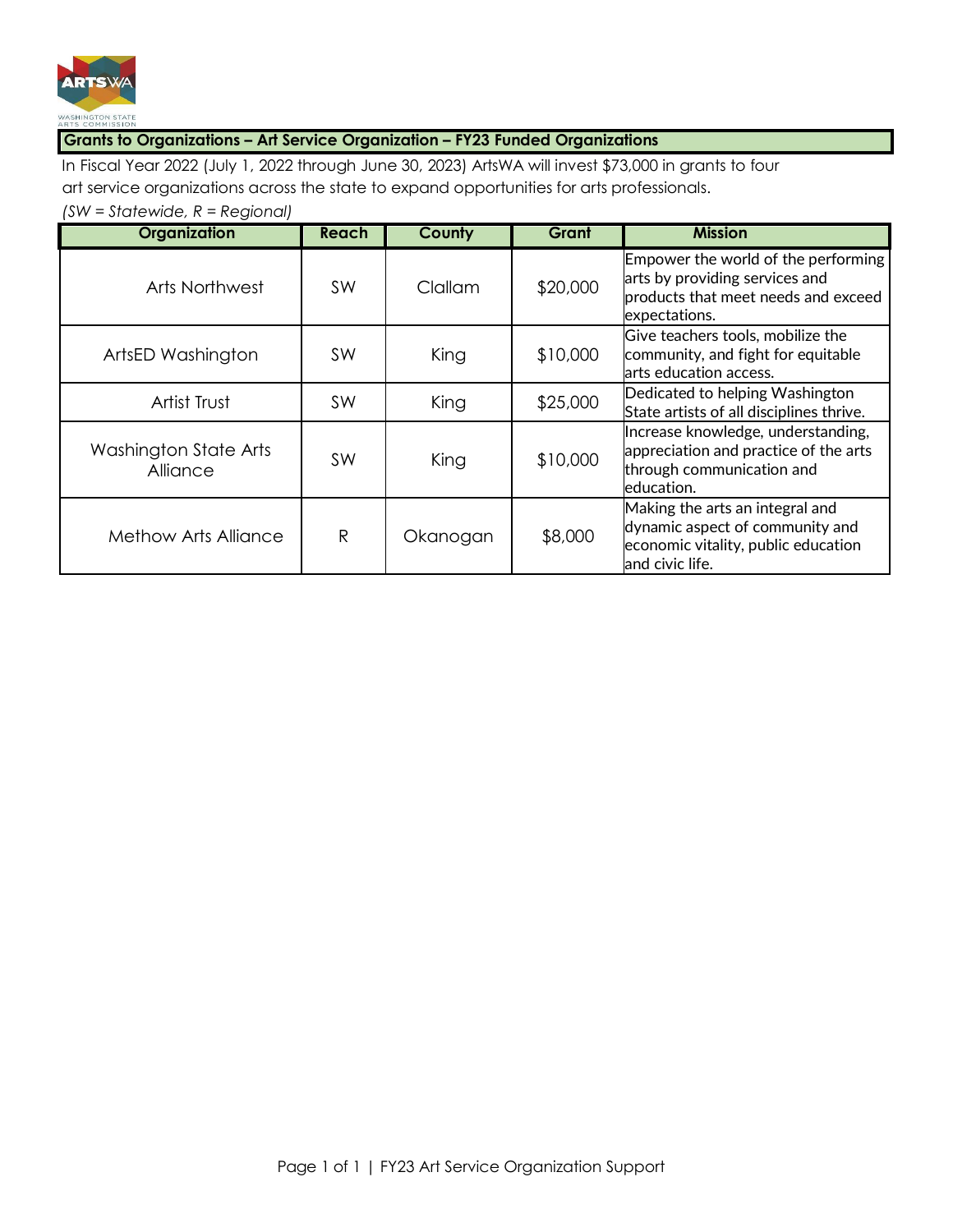## Grants to Organizations – Art Service Organization – FY23 Funded Organizations

In Fiscal Year 2022 (July 1, 2022 through June 30, 2023) ArtsWA will invest $73,000 in grants to four art service organizations across the state to expand opportunities for arts professionals.

*(SW = Statewide, R = Regional)*

| Organization | Reach | County | Grant | Mission |
|---|---|---|---|---|
| Arts Northwest | SW | Clallam | $20,000 | Empower the world of the performing arts by providing services and products that meet needs and exceed expectations. |
| ArtsED Washington | SW | King | $10,000 | Give teachers tools, mobilize the community, and fight for equitable arts education access. |
| Artist Trust | SW | King | $25,000 | Dedicated to helping Washington State artists of all disciplines thrive. |
| Washington State Arts Alliance | SW | King | $10,000 | Increase knowledge, understanding, appreciation and practice of the arts through communication and education. |
| Methow Arts Alliance | R | Okanogan | $8,000 | Making the arts an integral and dynamic aspect of community and economic vitality, public education and civic life. |